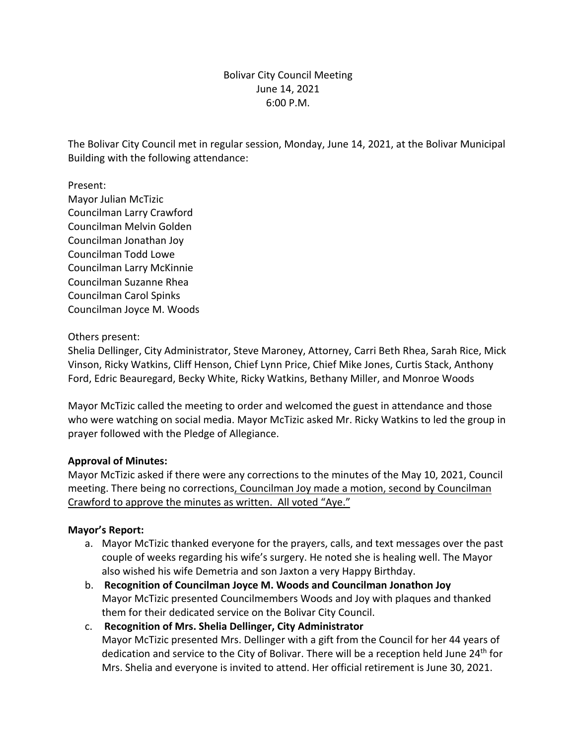Bolivar City Council Meeting
June 14, 2021
6:00 P.M.

The Bolivar City Council met in regular session, Monday, June 14, 2021, at the Bolivar Municipal Building with the following attendance:

Present:
Mayor Julian McTizic
Councilman Larry Crawford
Councilman Melvin Golden
Councilman Jonathan Joy
Councilman Todd Lowe
Councilman Larry McKinnie
Councilman Suzanne Rhea
Councilman Carol Spinks
Councilman Joyce M. Woods

Others present:
Shelia Dellinger, City Administrator, Steve Maroney, Attorney, Carri Beth Rhea, Sarah Rice, Mick Vinson, Ricky Watkins, Cliff Henson, Chief Lynn Price, Chief Mike Jones, Curtis Stack, Anthony Ford, Edric Beauregard, Becky White, Ricky Watkins, Bethany Miller, and Monroe Woods

Mayor McTizic called the meeting to order and welcomed the guest in attendance and those who were watching on social media. Mayor McTizic asked Mr. Ricky Watkins to led the group in prayer followed with the Pledge of Allegiance.

**Approval of Minutes:**
Mayor McTizic asked if there were any corrections to the minutes of the May 10, 2021, Council meeting. There being no corrections, Councilman Joy made a motion, second by Councilman Crawford to approve the minutes as written. All voted "Aye."

**Mayor's Report:**

a. Mayor McTizic thanked everyone for the prayers, calls, and text messages over the past couple of weeks regarding his wife's surgery. He noted she is healing well. The Mayor also wished his wife Demetria and son Jaxton a very Happy Birthday.
b. **Recognition of Councilman Joyce M. Woods and Councilman Jonathon Joy**
   Mayor McTizic presented Councilmembers Woods and Joy with plaques and thanked them for their dedicated service on the Bolivar City Council.
c. **Recognition of Mrs. Shelia Dellinger, City Administrator**
   Mayor McTizic presented Mrs. Dellinger with a gift from the Council for her 44 years of dedication and service to the City of Bolivar. There will be a reception held June 24th for Mrs. Shelia and everyone is invited to attend. Her official retirement is June 30, 2021.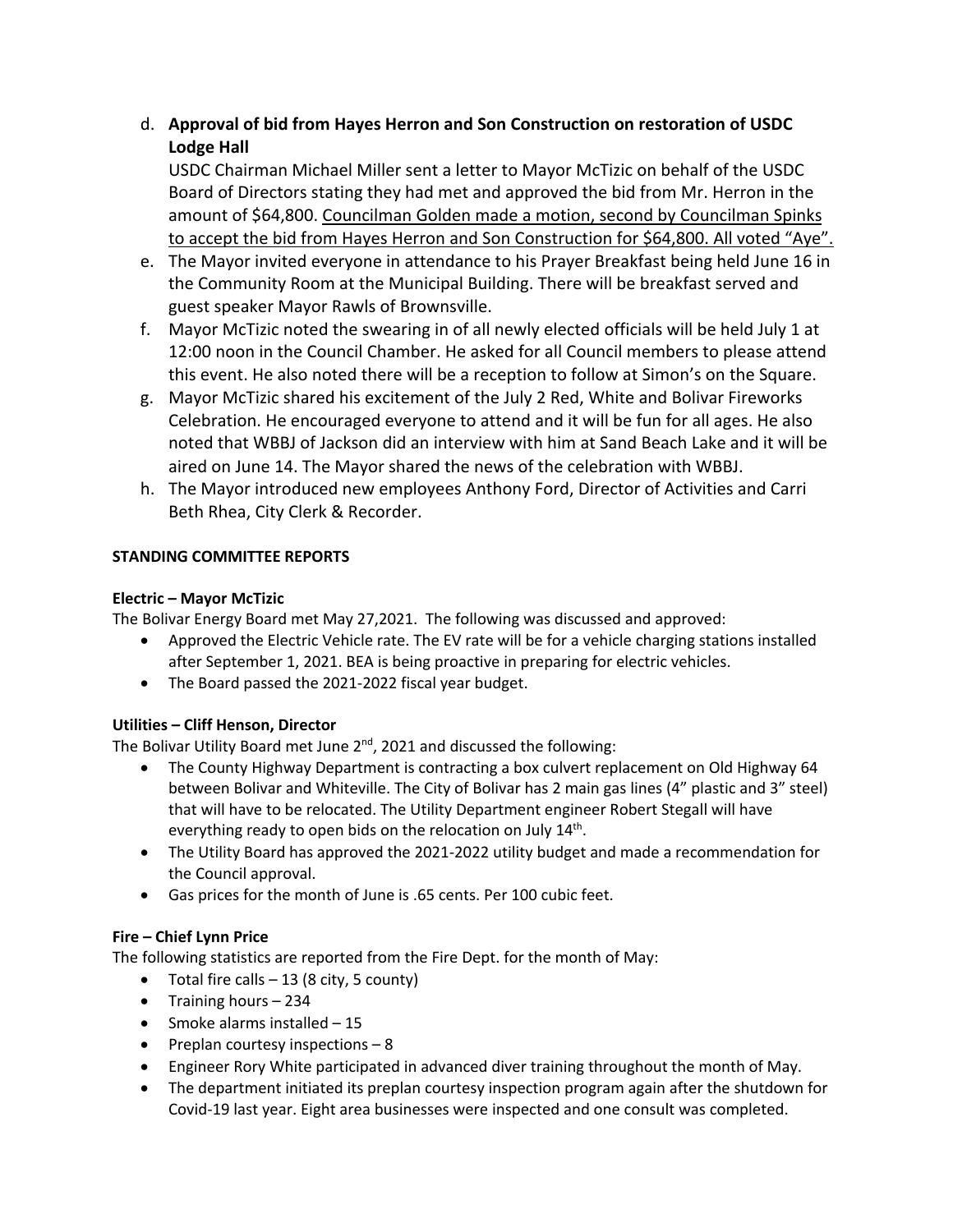d. **Approval of bid from Hayes Herron and Son Construction on restoration of USDC Lodge Hall**
   USDC Chairman Michael Miller sent a letter to Mayor McTizic on behalf of the USDC Board of Directors stating they had met and approved the bid from Mr. Herron in the amount of $64,800. <u>Councilman Golden made a motion, second by Councilman Spinks to accept the bid from Hayes Herron and Son Construction for $64,800. All voted "Aye".</u>

e. The Mayor invited everyone in attendance to his Prayer Breakfast being held June 16 in the Community Room at the Municipal Building. There will be breakfast served and guest speaker Mayor Rawls of Brownsville.

f. Mayor McTizic noted the swearing in of all newly elected officials will be held July 1 at 12:00 noon in the Council Chamber. He asked for all Council members to please attend this event. He also noted there will be a reception to follow at Simon's on the Square.

g. Mayor McTizic shared his excitement of the July 2 Red, White and Bolivar Fireworks Celebration. He encouraged everyone to attend and it will be fun for all ages. He also noted that WBBJ of Jackson did an interview with him at Sand Beach Lake and it will be aired on June 14. The Mayor shared the news of the celebration with WBBJ.

h. The Mayor introduced new employees Anthony Ford, Director of Activities and Carri Beth Rhea, City Clerk & Recorder.

**STANDING COMMITTEE REPORTS**

**Electric – Mayor McTizic**

The Bolivar Energy Board met May 27,2021. The following was discussed and approved:

- Approved the Electric Vehicle rate. The EV rate will be for a vehicle charging stations installed after September 1, 2021. BEA is being proactive in preparing for electric vehicles.
- The Board passed the 2021-2022 fiscal year budget.

**Utilities – Cliff Henson, Director**

The Bolivar Utility Board met June 2nd, 2021 and discussed the following:

- The County Highway Department is contracting a box culvert replacement on Old Highway 64 between Bolivar and Whiteville. The City of Bolivar has 2 main gas lines (4" plastic and 3" steel) that will have to be relocated. The Utility Department engineer Robert Stegall will have everything ready to open bids on the relocation on July 14th.
- The Utility Board has approved the 2021-2022 utility budget and made a recommendation for the Council approval.
- Gas prices for the month of June is .65 cents. Per 100 cubic feet.

**Fire – Chief Lynn Price**

The following statistics are reported from the Fire Dept. for the month of May:

- Total fire calls – 13 (8 city, 5 county)
- Training hours – 234
- Smoke alarms installed – 15
- Preplan courtesy inspections – 8
- Engineer Rory White participated in advanced diver training throughout the month of May.
- The department initiated its preplan courtesy inspection program again after the shutdown for Covid-19 last year. Eight area businesses were inspected and one consult was completed.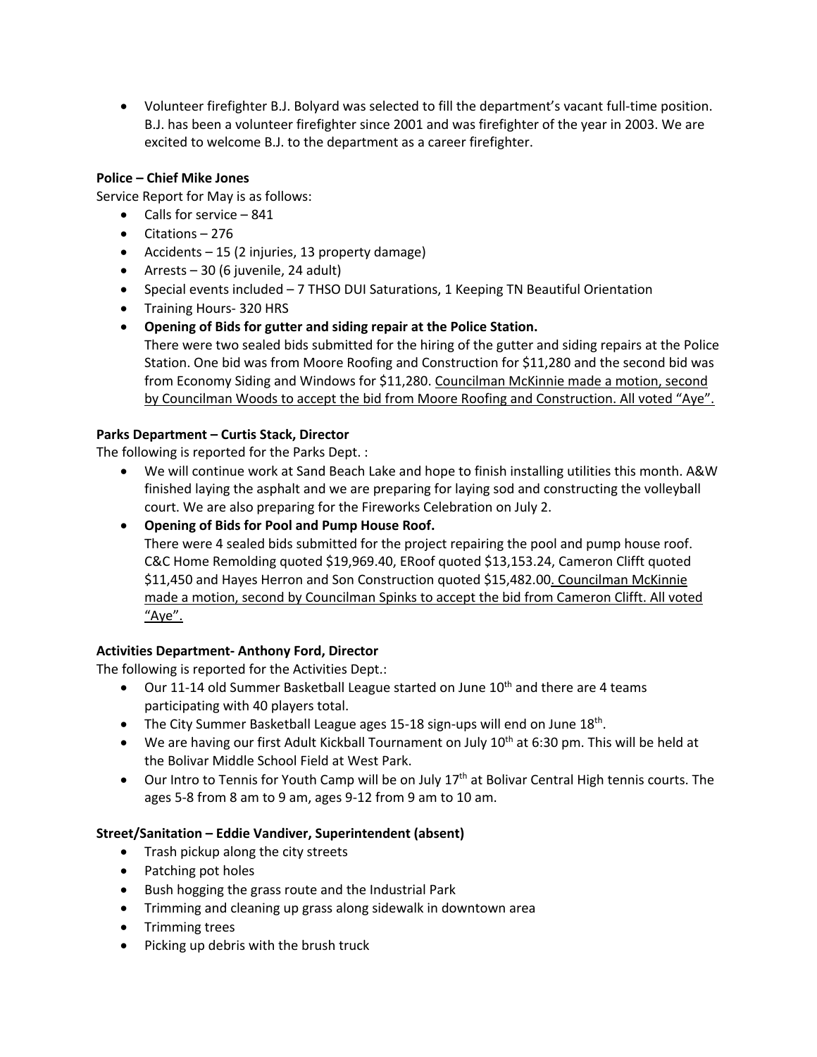- Volunteer firefighter B.J. Bolyard was selected to fill the department's vacant full-time position. B.J. has been a volunteer firefighter since 2001 and was firefighter of the year in 2003. We are excited to welcome B.J. to the department as a career firefighter.

**Police – Chief Mike Jones**

Service Report for May is as follows:

- Calls for service – 841
- Citations – 276
- Accidents – 15 (2 injuries, 13 property damage)
- Arrests – 30 (6 juvenile, 24 adult)
- Special events included – 7 THSO DUI Saturations, 1 Keeping TN Beautiful Orientation
- Training Hours- 320 HRS
- **Opening of Bids for gutter and siding repair at the Police Station.**
  There were two sealed bids submitted for the hiring of the gutter and siding repairs at the Police Station. One bid was from Moore Roofing and Construction for $11,280 and the second bid was from Economy Siding and Windows for $11,280. <u>Councilman McKinnie made a motion, second by Councilman Woods to accept the bid from Moore Roofing and Construction. All voted "Aye".</u>

**Parks Department – Curtis Stack, Director**

The following is reported for the Parks Dept. :

- We will continue work at Sand Beach Lake and hope to finish installing utilities this month. A&W finished laying the asphalt and we are preparing for laying sod and constructing the volleyball court. We are also preparing for the Fireworks Celebration on July 2.
- **Opening of Bids for Pool and Pump House Roof.**
  There were 4 sealed bids submitted for the project repairing the pool and pump house roof. C&C Home Remolding quoted $19,969.40, ERoof quoted $13,153.24, Cameron Clifft quoted $11,450 and Hayes Herron and Son Construction quoted $15,482.00<u>. Councilman McKinnie made a motion, second by Councilman Spinks to accept the bid from Cameron Clifft. All voted "Aye".</u>

**Activities Department- Anthony Ford, Director**

The following is reported for the Activities Dept.:

- Our 11-14 old Summer Basketball League started on June 10th and there are 4 teams participating with 40 players total.
- The City Summer Basketball League ages 15-18 sign-ups will end on June 18th.
- We are having our first Adult Kickball Tournament on July 10th at 6:30 pm. This will be held at the Bolivar Middle School Field at West Park.
- Our Intro to Tennis for Youth Camp will be on July 17th at Bolivar Central High tennis courts. The ages 5-8 from 8 am to 9 am, ages 9-12 from 9 am to 10 am.

**Street/Sanitation – Eddie Vandiver, Superintendent (absent)**

- Trash pickup along the city streets
- Patching pot holes
- Bush hogging the grass route and the Industrial Park
- Trimming and cleaning up grass along sidewalk in downtown area
- Trimming trees
- Picking up debris with the brush truck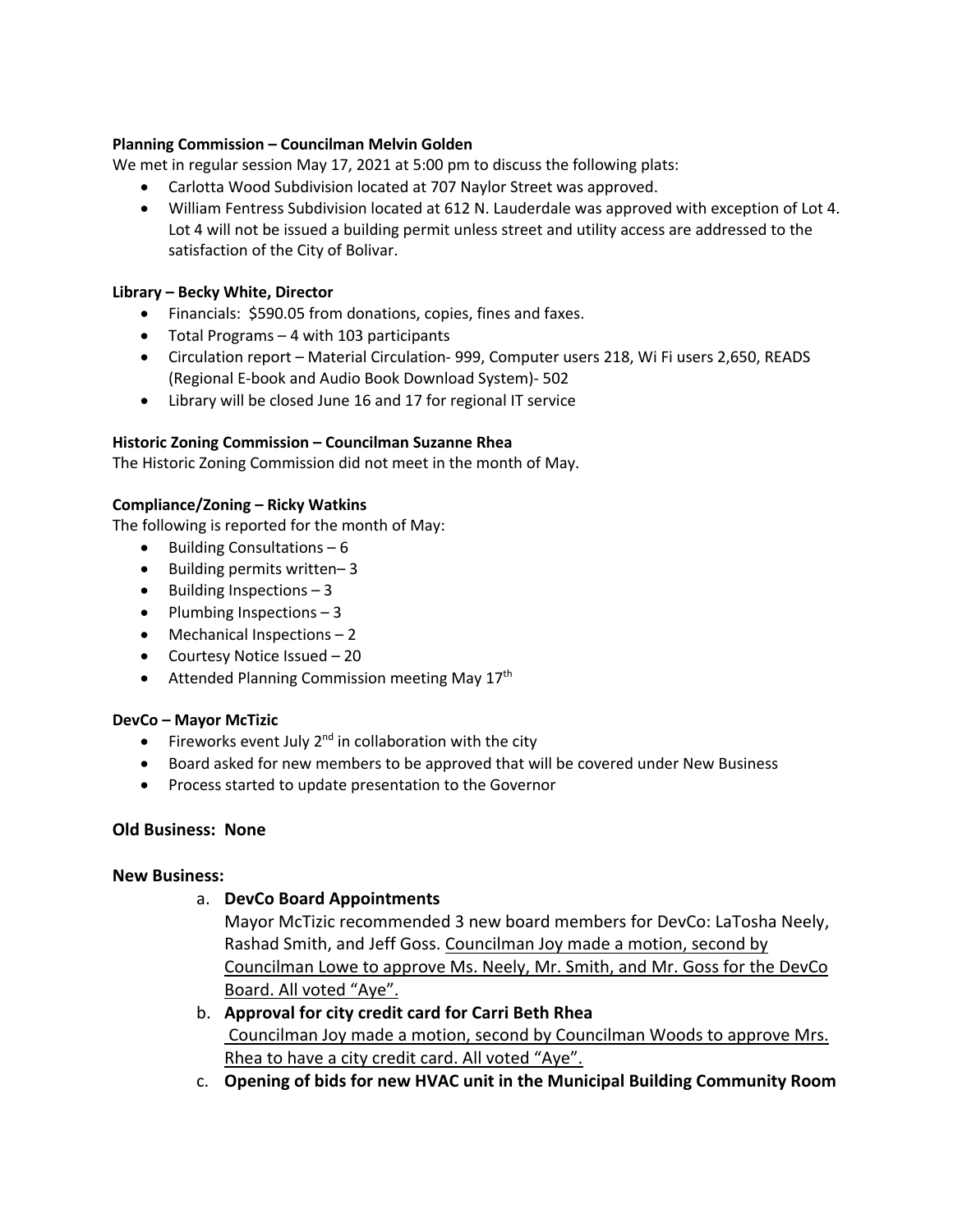**Planning Commission – Councilman Melvin Golden**

We met in regular session May 17, 2021 at 5:00 pm to discuss the following plats:

- Carlotta Wood Subdivision located at 707 Naylor Street was approved.
- William Fentress Subdivision located at 612 N. Lauderdale was approved with exception of Lot 4. Lot 4 will not be issued a building permit unless street and utility access are addressed to the satisfaction of the City of Bolivar.

**Library – Becky White, Director**

- Financials: $590.05 from donations, copies, fines and faxes.
- Total Programs – 4 with 103 participants
- Circulation report – Material Circulation- 999, Computer users 218, Wi Fi users 2,650, READS (Regional E-book and Audio Book Download System)- 502
- Library will be closed June 16 and 17 for regional IT service

**Historic Zoning Commission – Councilman Suzanne Rhea**

The Historic Zoning Commission did not meet in the month of May.

**Compliance/Zoning – Ricky Watkins**

The following is reported for the month of May:

- Building Consultations – 6
- Building permits written– 3
- Building Inspections – 3
- Plumbing Inspections – 3
- Mechanical Inspections – 2
- Courtesy Notice Issued – 20
- Attended Planning Commission meeting May 17th

**DevCo – Mayor McTizic**

- Fireworks event July 2nd in collaboration with the city
- Board asked for new members to be approved that will be covered under New Business
- Process started to update presentation to the Governor

## Old Business: None

## New Business:

a. **DevCo Board Appointments**

   Mayor McTizic recommended 3 new board members for DevCo: LaTosha Neely, Rashad Smith, and Jeff Goss. Councilman Joy made a motion, second by Councilman Lowe to approve Ms. Neely, Mr. Smith, and Mr. Goss for the DevCo Board. All voted "Aye".

b. **Approval for city credit card for Carri Beth Rhea**

   Councilman Joy made a motion, second by Councilman Woods to approve Mrs. Rhea to have a city credit card. All voted "Aye".

c. **Opening of bids for new HVAC unit in the Municipal Building Community Room**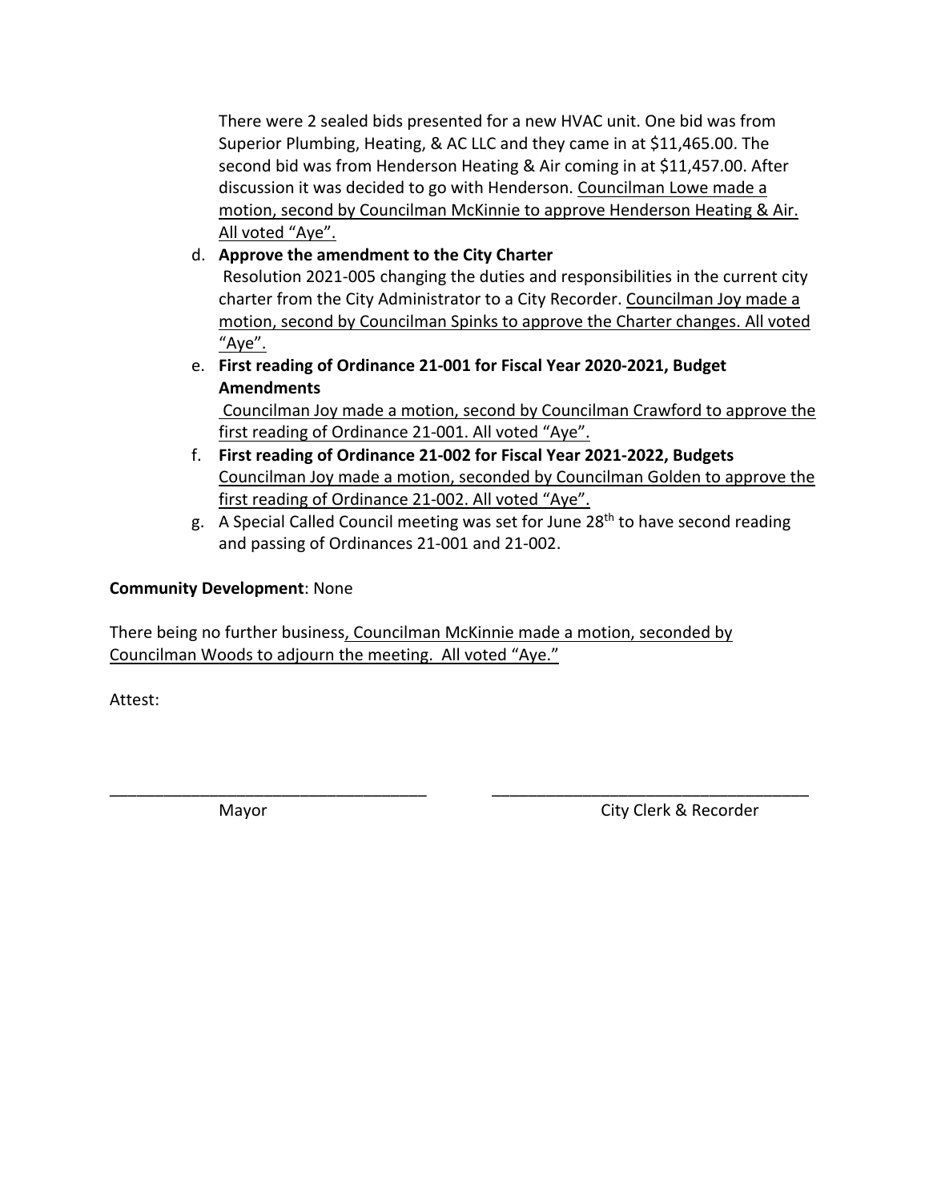There were 2 sealed bids presented for a new HVAC unit. One bid was from Superior Plumbing, Heating, & AC LLC and they came in at $11,465.00. The second bid was from Henderson Heating & Air coming in at $11,457.00. After discussion it was decided to go with Henderson. Councilman Lowe made a motion, second by Councilman McKinnie to approve Henderson Heating & Air. All voted "Aye".

d. **Approve the amendment to the City Charter**
   Resolution 2021-005 changing the duties and responsibilities in the current city charter from the City Administrator to a City Recorder. Councilman Joy made a motion, second by Councilman Spinks to approve the Charter changes. All voted "Aye".
e. **First reading of Ordinance 21-001 for Fiscal Year 2020-2021, Budget Amendments**
   Councilman Joy made a motion, second by Councilman Crawford to approve the first reading of Ordinance 21-001. All voted "Aye".
f. **First reading of Ordinance 21-002 for Fiscal Year 2021-2022, Budgets**
   Councilman Joy made a motion, seconded by Councilman Golden to approve the first reading of Ordinance 21-002. All voted "Aye".
g. A Special Called Council meeting was set for June 28th to have second reading and passing of Ordinances 21-001 and 21-002.

**Community Development**: None

There being no further business, Councilman McKinnie made a motion, seconded by Councilman Woods to adjourn the meeting. All voted "Aye."

Attest:

\_\_\_\_\_\_\_\_\_\_\_\_\_\_\_\_\_\_\_\_\_\_\_\_\_\_\_\_\_\_\_\_\_\_ \_\_\_\_\_\_\_\_\_\_\_\_\_\_\_\_\_\_\_\_\_\_\_\_\_\_\_\_\_\_\_\_\_\_
Mayor City Clerk & Recorder